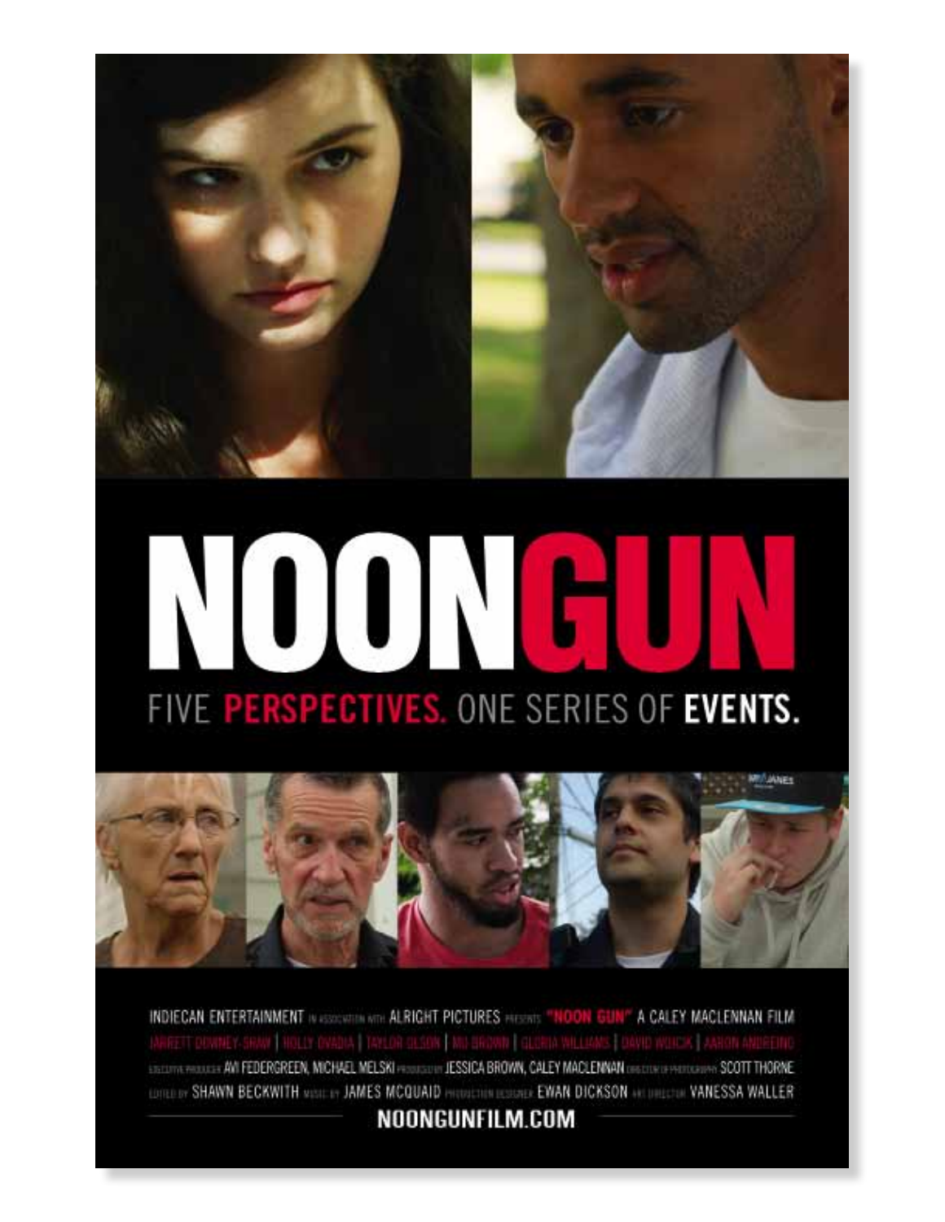# NOONGUN

FIVE **PERSPECTIVES.** ONE SERIES OF **EVENTS.**

INDIECAN ENTERTAINMENT IN ASSOCIATION WITH ALRIGHT PICTURES PRESENTS "NOON GUN" A CALEY MACLENNAN FILM

JARRETT DOWNEY-SHAW | HOLLY OVADIA | TAYLOR OLSON | MO BROWN | GLORIA WILLIAMS | DAVID WOJCIK | AARON ANDREINO

EXECUTIVE PRODUCER AVI FEDERGREEN, MICHAEL MELSKI PRODUCED BY JESSICA BROWN, CALEY MACLENNAN DIRECTOR OF PHOTOGRAPHY SCOTT THORNE

EDITED BY SHAWN BECKWITH MUSIC BY JAMES MCQUAID PRODUCTION DESIGNER EWAN DICKSON ART DIRECTOR VANESSA WALLER

NOONGUNFILM.COM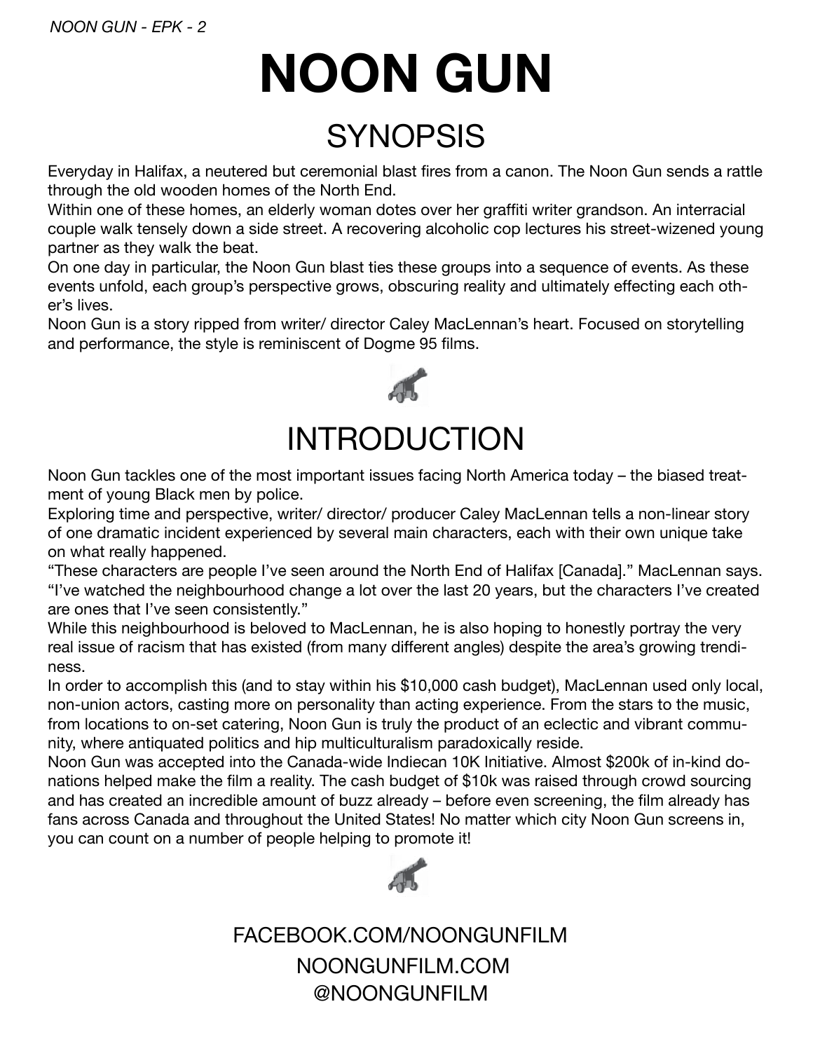# NOON GUN

## SYNOPSIS

Everyday in Halifax, a neutered but ceremonial blast fires from a canon. The Noon Gun sends a rattle through the old wooden homes of the North End.

Within one of these homes, an elderly woman dotes over her graffiti writer grandson. An interracial couple walk tensely down a side street. A recovering alcoholic cop lectures his street-wizened young partner as they walk the beat.

On one day in particular, the Noon Gun blast ties these groups into a sequence of events. As these events unfold, each group's perspective grows, obscuring reality and ultimately effecting each other's lives.

Noon Gun is a story ripped from writer/ director Caley MacLennan's heart. Focused on storytelling and performance, the style is reminiscent of Dogme 95 films.

## INTRODUCTION

Noon Gun tackles one of the most important issues facing North America today – the biased treatment of young Black men by police.

Exploring time and perspective, writer/ director/ producer Caley MacLennan tells a non-linear story of one dramatic incident experienced by several main characters, each with their own unique take on what really happened.

"These characters are people I've seen around the North End of Halifax [Canada]." MacLennan says. "I've watched the neighbourhood change a lot over the last 20 years, but the characters I've created are ones that I've seen consistently."

While this neighbourhood is beloved to MacLennan, he is also hoping to honestly portray the very real issue of racism that has existed (from many different angles) despite the area's growing trendiness.

In order to accomplish this (and to stay within his $10,000 cash budget), MacLennan used only local, non-union actors, casting more on personality than acting experience. From the stars to the music, from locations to on-set catering, Noon Gun is truly the product of an eclectic and vibrant community, where antiquated politics and hip multiculturalism paradoxically reside.

Noon Gun was accepted into the Canada-wide Indiecan 10K Initiative. Almost $200k of in-kind donations helped make the film a reality. The cash budget of $10k was raised through crowd sourcing and has created an incredible amount of buzz already – before even screening, the film already has fans across Canada and throughout the United States! No matter which city Noon Gun screens in, you can count on a number of people helping to promote it!

FACEBOOK.COM/NOONGUNFILM

NOONGUNFILM.COM

@NOONGUNFILM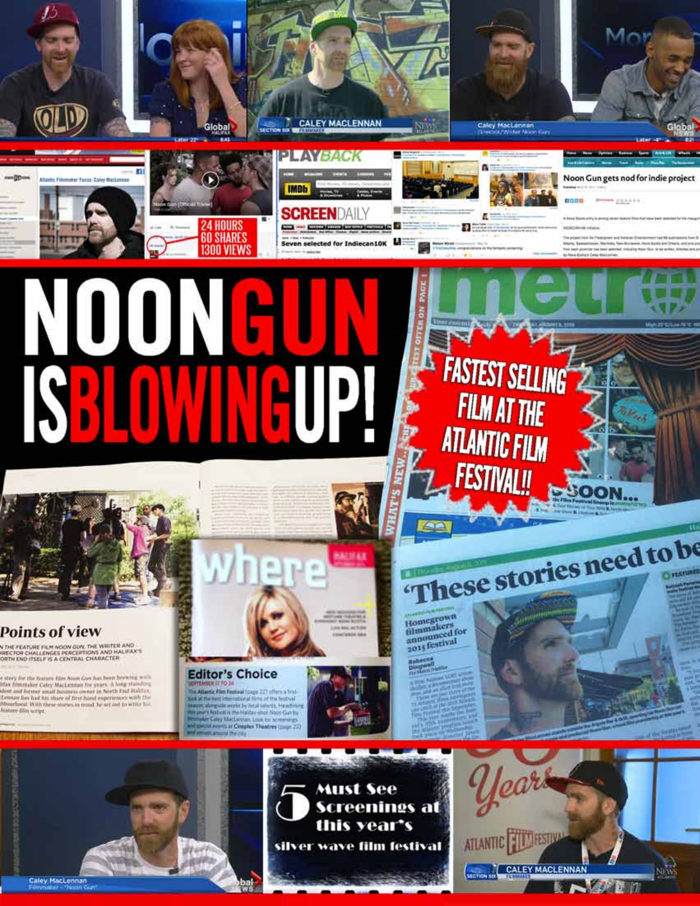# NOON GUN IS BLOWING UP!

**FASTEST SELLING FILM AT THE ATLANTIC FILM FESTIVAL!!**

CALEY MACLENNAN
FILMMAKER

Caley MacLennan
Director/Writer 'Noon Gun'

Atlantic Filmmaker Focus: Caley MacLennan

24 HOURS
60 SHARES
1300 VIEWS

PLAYBACK

SCREENDAILY

Seven selected for Indiecan10K

Noon Gun gets nod for indie project

## Points of view

IN THE FEATURE FILM *NOON GUN*, THE WRITER AND DIRECTOR CHALLENGES PERCEPTIONS AND HALIFAX'S NORTH END ITSELF IS A CENTRAL CHARACTER

## Editor's Choice

SEPTEMBER 17 TO 24

The Atlantic Film Festival (page 22) offers a first-look at the best international films of the festival season, alongside works by local talents. Headlining this year's festival is the Halifax-shot Noon Gun by filmmaker Caley MacLennan. Look for screenings and special events at Cineplex Theatres (page 22) and venues around the city.

## 'These stories need to be

Homegrown filmmakers announced for 2015 festival

Rebecca Dingwell
For Metro Halifax

Caley MacLennan
Filmmaker - "Noon Gun"

## 5 Must See Screenings at this year's silver wave film festival

CALEY MACLENNAN
FILMMAKER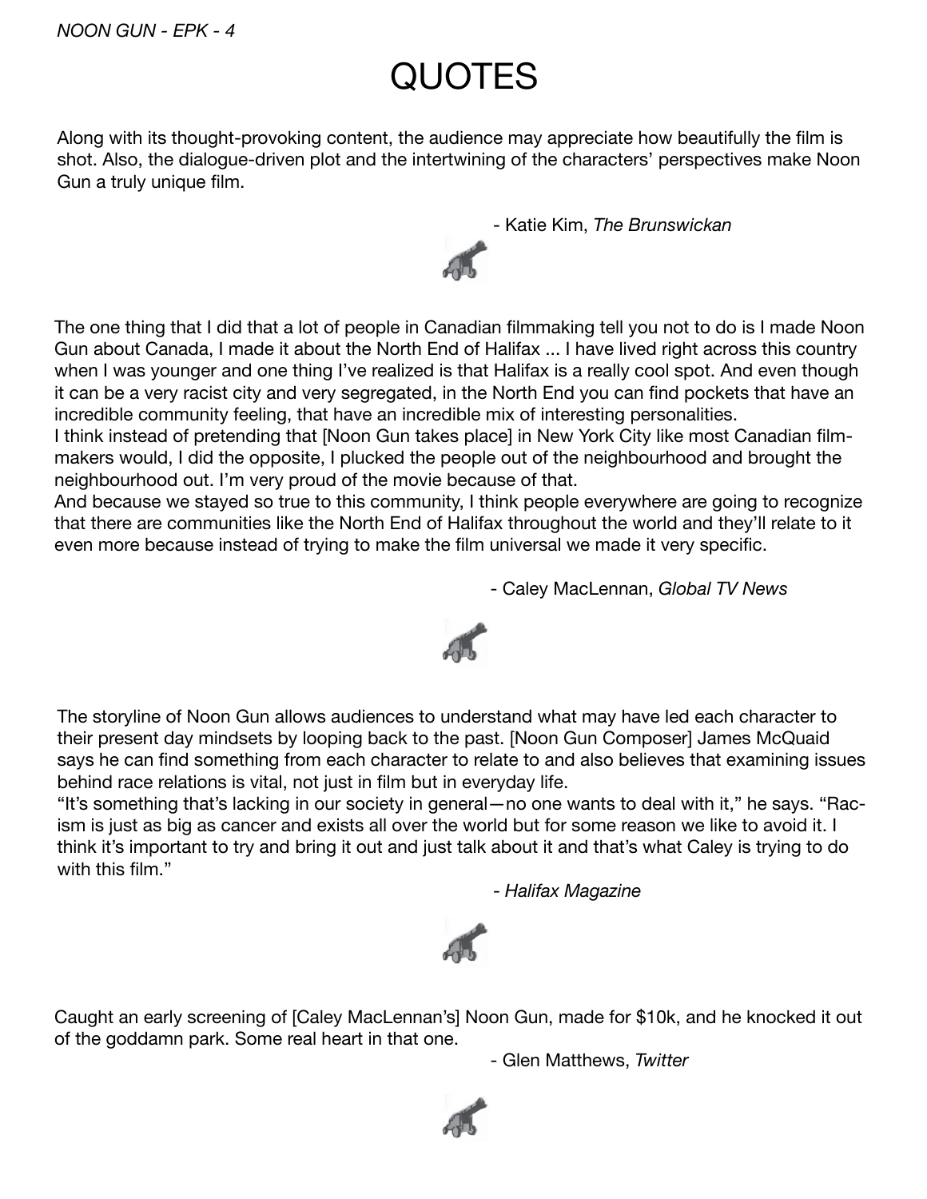# QUOTES

Along with its thought-provoking content, the audience may appreciate how beautifully the film is shot. Also, the dialogue-driven plot and the intertwining of the characters' perspectives make Noon Gun a truly unique film.

- Katie Kim, *The Brunswickan*

The one thing that I did that a lot of people in Canadian filmmaking tell you not to do is I made Noon Gun about Canada, I made it about the North End of Halifax ... I have lived right across this country when I was younger and one thing I've realized is that Halifax is a really cool spot. And even though it can be a very racist city and very segregated, in the North End you can find pockets that have an incredible community feeling, that have an incredible mix of interesting personalities.
I think instead of pretending that [Noon Gun takes place] in New York City like most Canadian filmmakers would, I did the opposite, I plucked the people out of the neighbourhood and brought the neighbourhood out. I'm very proud of the movie because of that.
And because we stayed so true to this community, I think people everywhere are going to recognize that there are communities like the North End of Halifax throughout the world and they'll relate to it even more because instead of trying to make the film universal we made it very specific.

- Caley MacLennan, *Global TV News*

The storyline of Noon Gun allows audiences to understand what may have led each character to their present day mindsets by looping back to the past. [Noon Gun Composer] James McQuaid says he can find something from each character to relate to and also believes that examining issues behind race relations is vital, not just in film but in everyday life.
"It's something that's lacking in our society in general—no one wants to deal with it," he says. "Racism is just as big as cancer and exists all over the world but for some reason we like to avoid it. I think it's important to try and bring it out and just talk about it and that's what Caley is trying to do with this film."

*- Halifax Magazine*

Caught an early screening of [Caley MacLennan's] Noon Gun, made for $10k, and he knocked it out of the goddamn park. Some real heart in that one.

- Glen Matthews, *Twitter*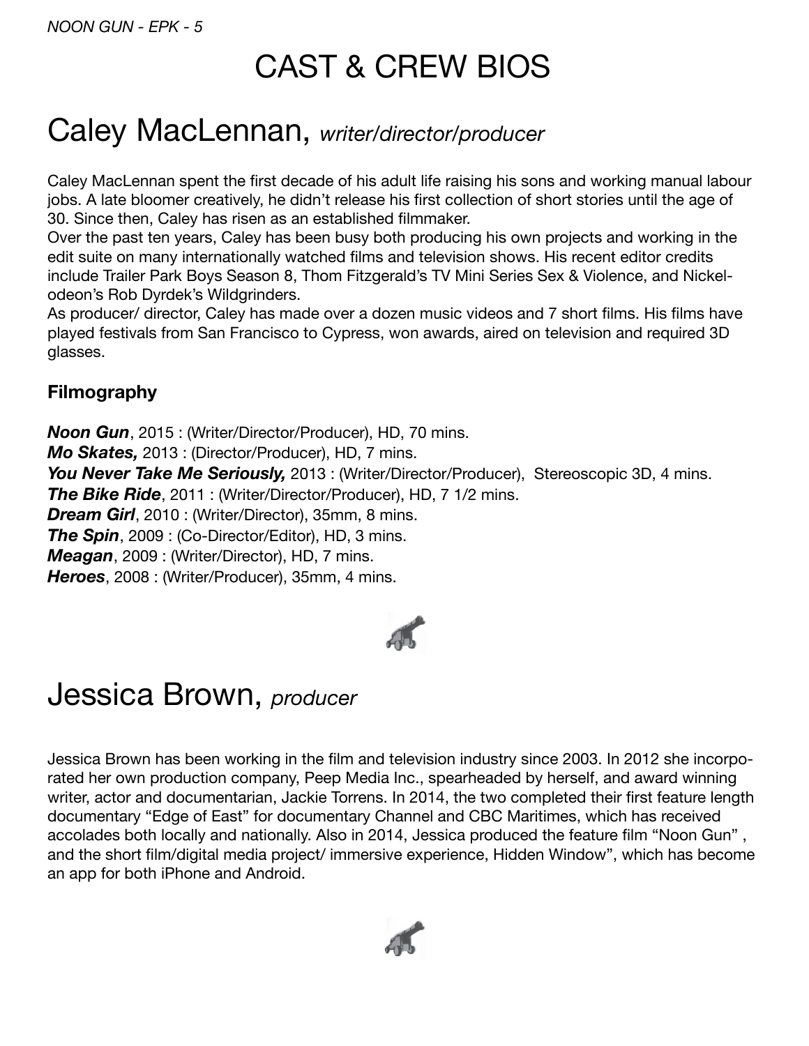# CAST & CREW BIOS

## Caley MacLennan, *writer/director/producer*

Caley MacLennan spent the first decade of his adult life raising his sons and working manual labour jobs. A late bloomer creatively, he didn't release his first collection of short stories until the age of 30. Since then, Caley has risen as an established filmmaker.
Over the past ten years, Caley has been busy both producing his own projects and working in the edit suite on many internationally watched films and television shows. His recent editor credits include Trailer Park Boys Season 8, Thom Fitzgerald's TV Mini Series Sex & Violence, and Nickelodeon's Rob Dyrdek's Wildgrinders.
As producer/ director, Caley has made over a dozen music videos and 7 short films. His films have played festivals from San Francisco to Cypress, won awards, aired on television and required 3D glasses.

### Filmography

***Noon Gun***, 2015 : (Writer/Director/Producer), HD, 70 mins.
***Mo Skates,*** 2013 : (Director/Producer), HD, 7 mins.
***You Never Take Me Seriously,*** 2013 : (Writer/Director/Producer), Stereoscopic 3D, 4 mins.
***The Bike Ride***, 2011 : (Writer/Director/Producer), HD, 7 1/2 mins.
***Dream Girl***, 2010 : (Writer/Director), 35mm, 8 mins.
***The Spin***, 2009 : (Co-Director/Editor), HD, 3 mins.
***Meagan***, 2009 : (Writer/Director), HD, 7 mins.
***Heroes***, 2008 : (Writer/Producer), 35mm, 4 mins.

## Jessica Brown, *producer*

Jessica Brown has been working in the film and television industry since 2003. In 2012 she incorporated her own production company, Peep Media Inc., spearheaded by herself, and award winning writer, actor and documentarian, Jackie Torrens. In 2014, the two completed their first feature length documentary "Edge of East" for documentary Channel and CBC Maritimes, which has received accolades both locally and nationally. Also in 2014, Jessica produced the feature film "Noon Gun" , and the short film/digital media project/ immersive experience, Hidden Window", which has become an app for both iPhone and Android.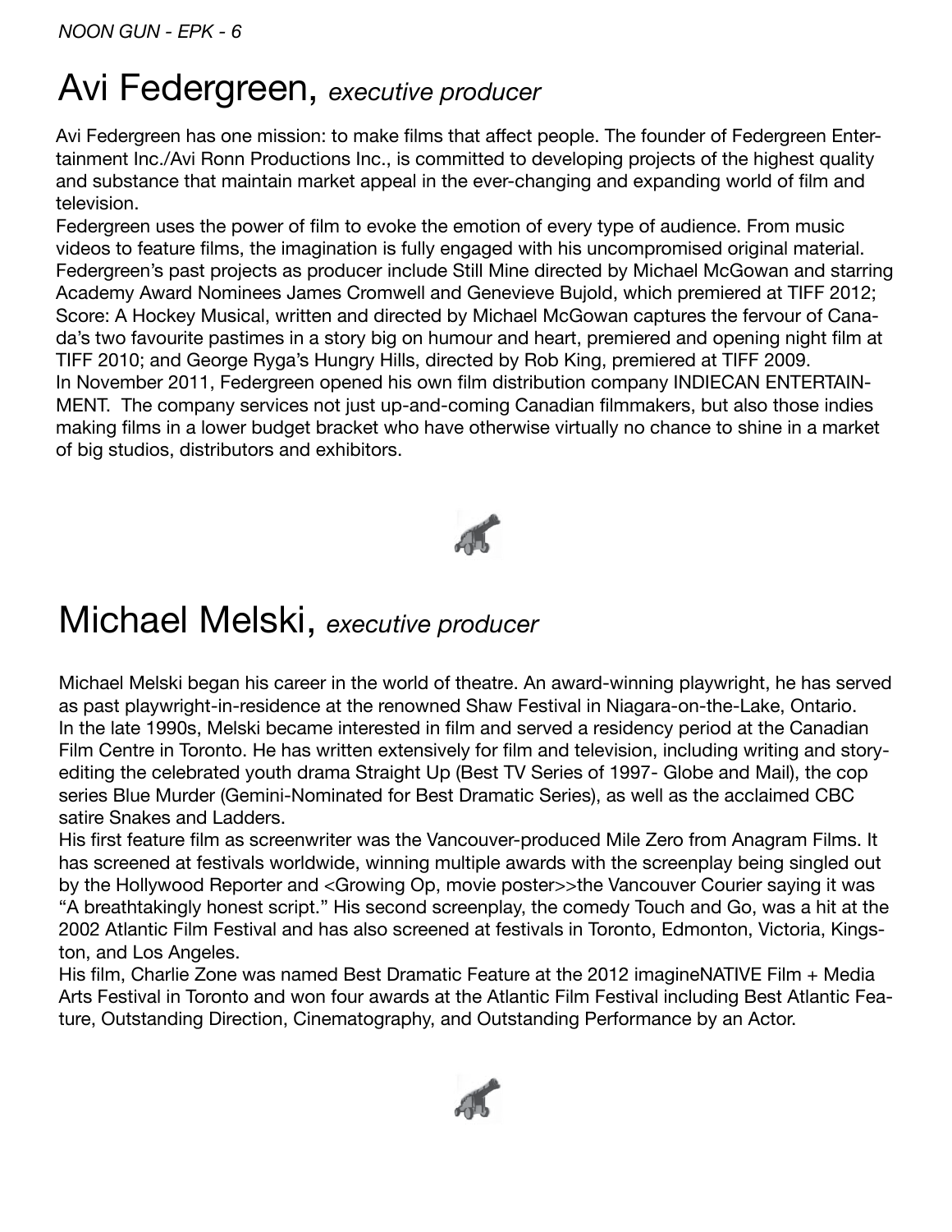# Avi Federgreen, *executive producer*

Avi Federgreen has one mission: to make films that affect people. The founder of Federgreen Entertainment Inc./Avi Ronn Productions Inc., is committed to developing projects of the highest quality and substance that maintain market appeal in the ever-changing and expanding world of film and television.

Federgreen uses the power of film to evoke the emotion of every type of audience. From music videos to feature films, the imagination is fully engaged with his uncompromised original material. Federgreen's past projects as producer include Still Mine directed by Michael McGowan and starring Academy Award Nominees James Cromwell and Genevieve Bujold, which premiered at TIFF 2012; Score: A Hockey Musical, written and directed by Michael McGowan captures the fervour of Canada's two favourite pastimes in a story big on humour and heart, premiered and opening night film at TIFF 2010; and George Ryga's Hungry Hills, directed by Rob King, premiered at TIFF 2009.

In November 2011, Federgreen opened his own film distribution company INDIECAN ENTERTAINMENT. The company services not just up-and-coming Canadian filmmakers, but also those indies making films in a lower budget bracket who have otherwise virtually no chance to shine in a market of big studios, distributors and exhibitors.

# Michael Melski, *executive producer*

Michael Melski began his career in the world of theatre. An award-winning playwright, he has served as past playwright-in-residence at the renowned Shaw Festival in Niagara-on-the-Lake, Ontario.

In the late 1990s, Melski became interested in film and served a residency period at the Canadian Film Centre in Toronto. He has written extensively for film and television, including writing and story-editing the celebrated youth drama Straight Up (Best TV Series of 1997- Globe and Mail), the cop series Blue Murder (Gemini-Nominated for Best Dramatic Series), as well as the acclaimed CBC satire Snakes and Ladders.

His first feature film as screenwriter was the Vancouver-produced Mile Zero from Anagram Films. It has screened at festivals worldwide, winning multiple awards with the screenplay being singled out by the Hollywood Reporter and <Growing Op, movie poster>>the Vancouver Courier saying it was "A breathtakingly honest script." His second screenplay, the comedy Touch and Go, was a hit at the 2002 Atlantic Film Festival and has also screened at festivals in Toronto, Edmonton, Victoria, Kingston, and Los Angeles.

His film, Charlie Zone was named Best Dramatic Feature at the 2012 imagineNATIVE Film + Media Arts Festival in Toronto and won four awards at the Atlantic Film Festival including Best Atlantic Feature, Outstanding Direction, Cinematography, and Outstanding Performance by an Actor.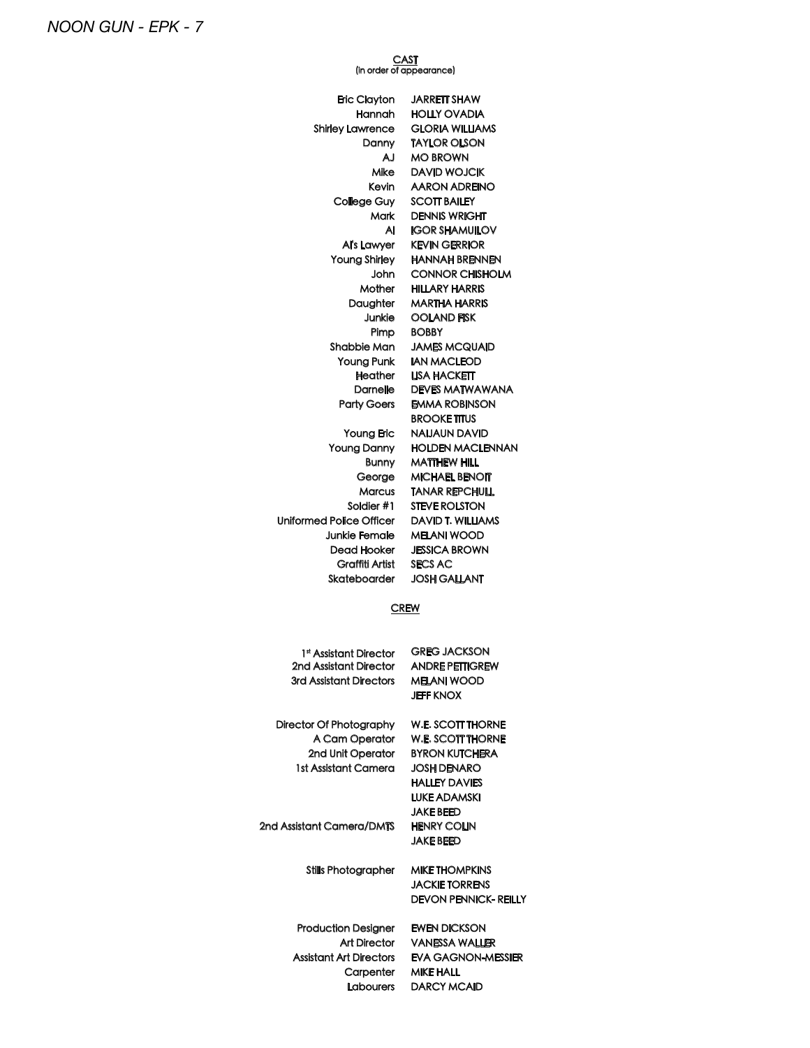## CAST

(in order of appearance)

| | |
|---|---|
| Eric Clayton | JARRETT SHAW |
| Hannah | HOLLY OVADIA |
| Shirley Lawrence | GLORIA WILLIAMS |
| Danny | TAYLOR OLSON |
| AJ | MO BROWN |
| Mike | DAVID WOJCIK |
| Kevin | AARON ADREINO |
| College Guy | SCOTT BAILEY |
| Mark | DENNIS WRIGHT |
| Al | IGOR SHAMUILOV |
| Al's Lawyer | KEVIN GERRIOR |
| Young Shirley | HANNAH BRENNEN |
| John | CONNOR CHISHOLM |
| Mother | HILLARY HARRIS |
| Daughter | MARTHA HARRIS |
| Junkie | OOLAND FISK |
| Pimp | BOBBY |
| Shabbie Man | JAMES MCQUAID |
| Young Punk | IAN MACLEOD |
| Heather | LISA HACKETT |
| Darnelle | DEVES MATWAWANA |
| Party Goers | EMMA ROBINSON |
| | BROOKE TITUS |
| Young Eric | NAIJAUN DAVID |
| Young Danny | HOLDEN MACLENNAN |
| Bunny | MATTHEW HILL |
| George | MICHAEL BENOIT |
| Marcus | TANAR REPCHULL |
| Soldier #1 | STEVE ROLSTON |
| Uniformed Police Officer | DAVID T. WILLIAMS |
| Junkie Female | MELANI WOOD |
| Dead Hooker | JESSICA BROWN |
| Graffiti Artist | SECS AC |
| Skateboarder | JOSH GALLANT |

## CREW

| | |
|---|---|
| 1st Assistant Director | GREG JACKSON |
| 2nd Assistant Director | ANDRE PETTIGREW |
| 3rd Assistant Directors | MELANI WOOD |
| | JEFF KNOX |
| Director Of Photography | W.E. SCOTT THORNE |
| A Cam Operator | W.E. SCOTT THORNE |
| 2nd Unit Operator | BYRON KUTCHERA |
| 1st Assistant Camera | JOSH DENARO |
| | HALLEY DAVIES |
| | LUKE ADAMSKI |
| | JAKE BEED |
| 2nd Assistant Camera/DMTS | HENRY COLIN |
| | JAKE BEED |
| Stills Photographer | MIKE THOMPKINS |
| | JACKIE TORRENS |
| | DEVON PENNICK- REILLY |
| Production Designer | EWEN DICKSON |
| Art Director | VANESSA WALLER |
| Assistant Art Directors | EVA GAGNON-MESSIER |
| Carpenter | MIKE HALL |
| Labourers | DARCY MCAID |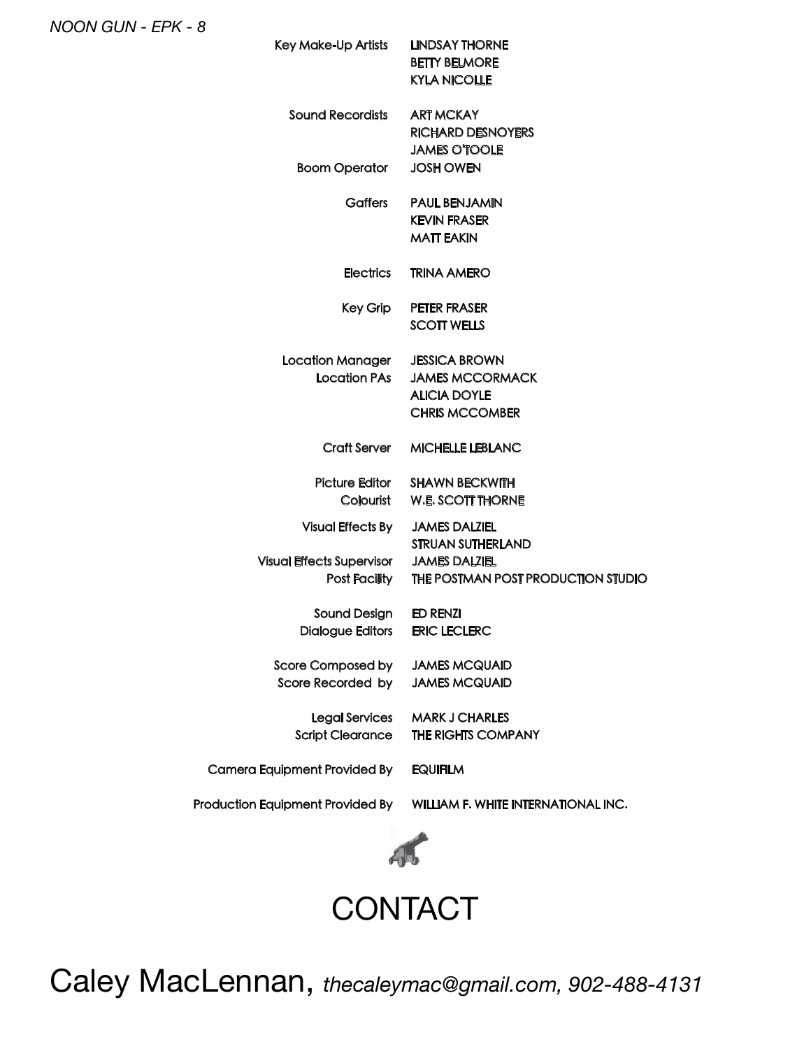| | |
|---|---|
| Key Make-Up Artists | LINDSAY THORNE |
| | BETTY BELMORE |
| | KYLA NICOLLE |
| Sound Recordists | ART MCKAY |
| | RICHARD DESNOYERS |
| | JAMES O'TOOLE |
| Boom Operator | JOSH OWEN |
| Gaffers | PAUL BENJAMIN |
| | KEVIN FRASER |
| | MATT EAKIN |
| Electrics | TRINA AMERO |
| Key Grip | PETER FRASER |
| | SCOTT WELLS |
| Location Manager | JESSICA BROWN |
| Location PAs | JAMES MCCORMACK |
| | ALICIA DOYLE |
| | CHRIS MCCOMBER |
| Craft Server | MICHELLE LEBLANC |
| Picture Editor | SHAWN BECKWITH |
| Colourist | W.E. SCOTT THORNE |
| Visual Effects By | JAMES DALZIEL |
| | STRUAN SUTHERLAND |
| Visual Effects Supervisor | JAMES DALZIEL |
| Post Facility | THE POSTMAN POST PRODUCTION STUDIO |
| Sound Design | ED RENZI |
| Dialogue Editors | ERIC LECLERC |
| Score Composed by | JAMES MCQUAID |
| Score Recorded by | JAMES MCQUAID |
| Legal Services | MARK J CHARLES |
| Script Clearance | THE RIGHTS COMPANY |
| Camera Equipment Provided By | EQUIFILM |
| Production Equipment Provided By | WILLIAM F. WHITE INTERNATIONAL INC. |

# CONTACT

Caley MacLennan, *thecaleymac@gmail.com, 902-488-4131*